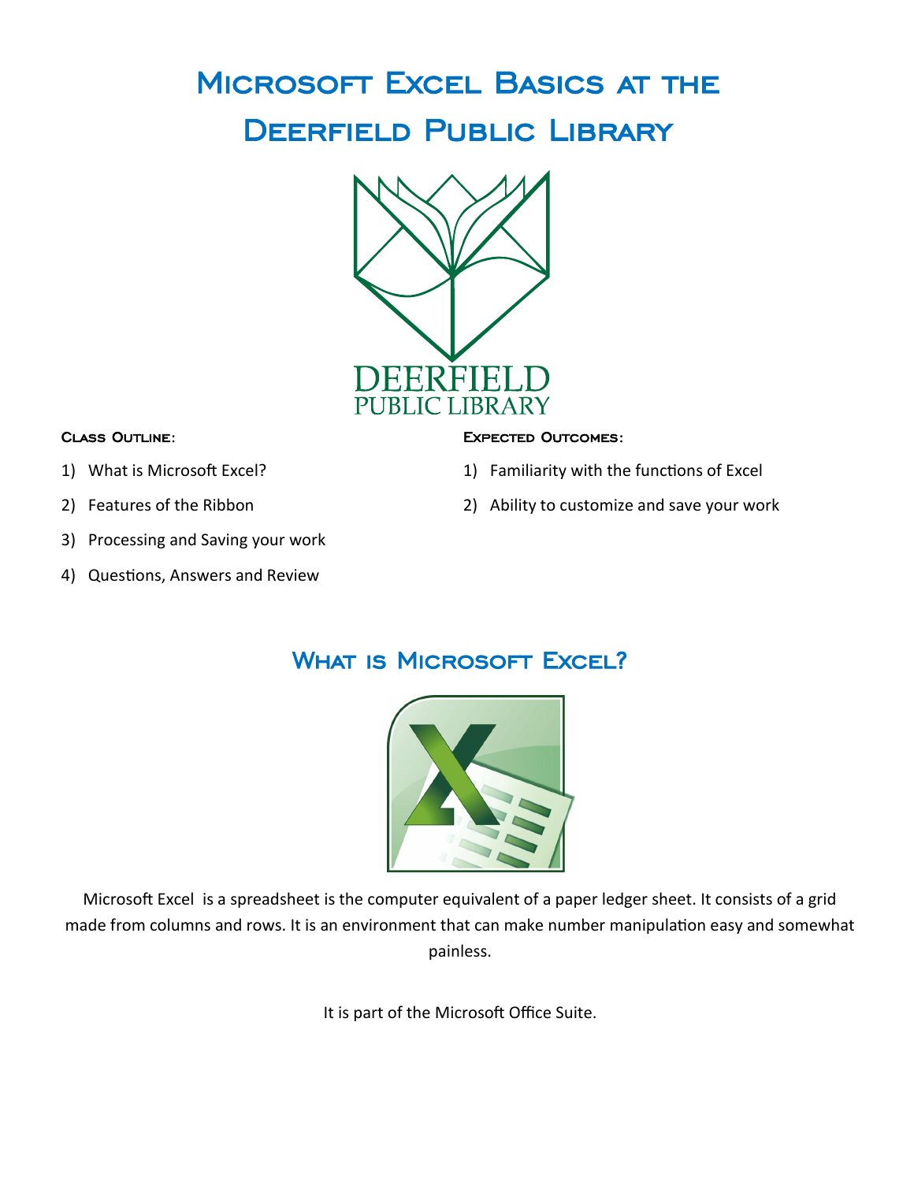# Microsoft Excel Basics at the Deerfield Public Library

**Class Outline:**

1) What is Microsoft Excel?
2) Features of the Ribbon
3) Processing and Saving your work
4) Questions, Answers and Review

**Expected Outcomes:**

1) Familiarity with the functions of Excel
2) Ability to customize and save your work

## What is Microsoft Excel?

Microsoft Excel is a spreadsheet is the computer equivalent of a paper ledger sheet. It consists of a grid made from columns and rows. It is an environment that can make number manipulation easy and somewhat painless.

It is part of the Microsoft Office Suite.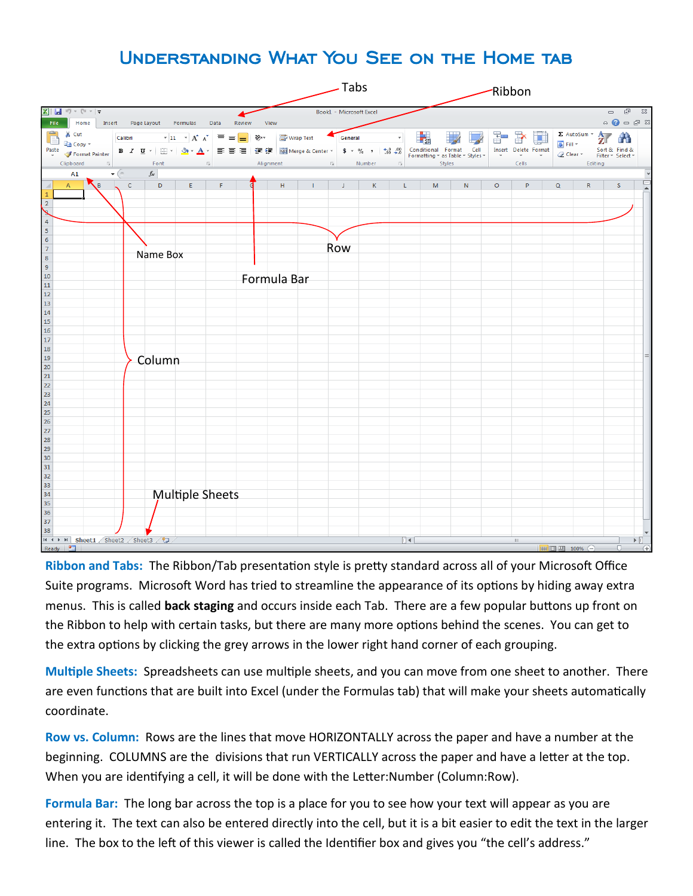# Understanding What You See on the Home tab

**Ribbon and Tabs:** The Ribbon/Tab presentation style is pretty standard across all of your Microsoft Office Suite programs. Microsoft Word has tried to streamline the appearance of its options by hiding away extra menus. This is called **back staging** and occurs inside each Tab. There are a few popular buttons up front on the Ribbon to help with certain tasks, but there are many more options behind the scenes. You can get to the extra options by clicking the grey arrows in the lower right hand corner of each grouping.

**Multiple Sheets:** Spreadsheets can use multiple sheets, and you can move from one sheet to another. There are even functions that are built into Excel (under the Formulas tab) that will make your sheets automatically coordinate.

**Row vs. Column:** Rows are the lines that move HORIZONTALLY across the paper and have a number at the beginning. COLUMNS are the divisions that run VERTICALLY across the paper and have a letter at the top. When you are identifying a cell, it will be done with the Letter:Number (Column:Row).

**Formula Bar:** The long bar across the top is a place for you to see how your text will appear as you are entering it. The text can also be entered directly into the cell, but it is a bit easier to edit the text in the larger line. The box to the left of this viewer is called the Identifier box and gives you "the cell's address."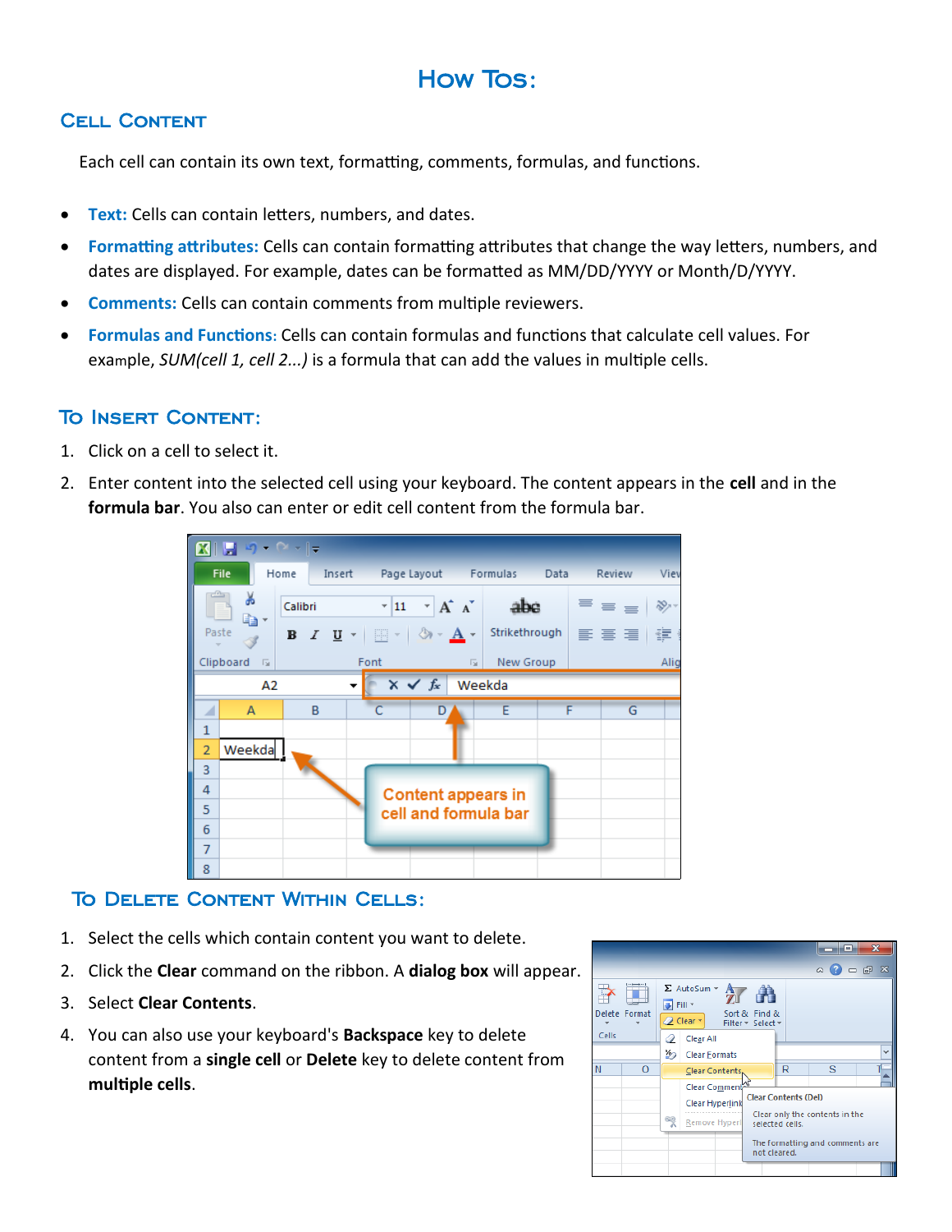# How Tos:

## Cell Content

Each cell can contain its own text, formatting, comments, formulas, and functions.

- **Text:** Cells can contain letters, numbers, and dates.
- **Formatting attributes:** Cells can contain formatting attributes that change the way letters, numbers, and dates are displayed. For example, dates can be formatted as MM/DD/YYYY or Month/D/YYYY.
- **Comments:** Cells can contain comments from multiple reviewers.
- **Formulas and Functions:** Cells can contain formulas and functions that calculate cell values. For example, *SUM(cell 1, cell 2...)* is a formula that can add the values in multiple cells.

## To Insert Content:

1. Click on a cell to select it.
2. Enter content into the selected cell using your keyboard. The content appears in the **cell** and in the **formula bar**. You also can enter or edit cell content from the formula bar.

## To Delete Content Within Cells:

1. Select the cells which contain content you want to delete.
2. Click the **Clear** command on the ribbon. A **dialog box** will appear.
3. Select **Clear Contents**.
4. You can also use your keyboard's **Backspace** key to delete content from a **single cell** or **Delete** key to delete content from **multiple cells**.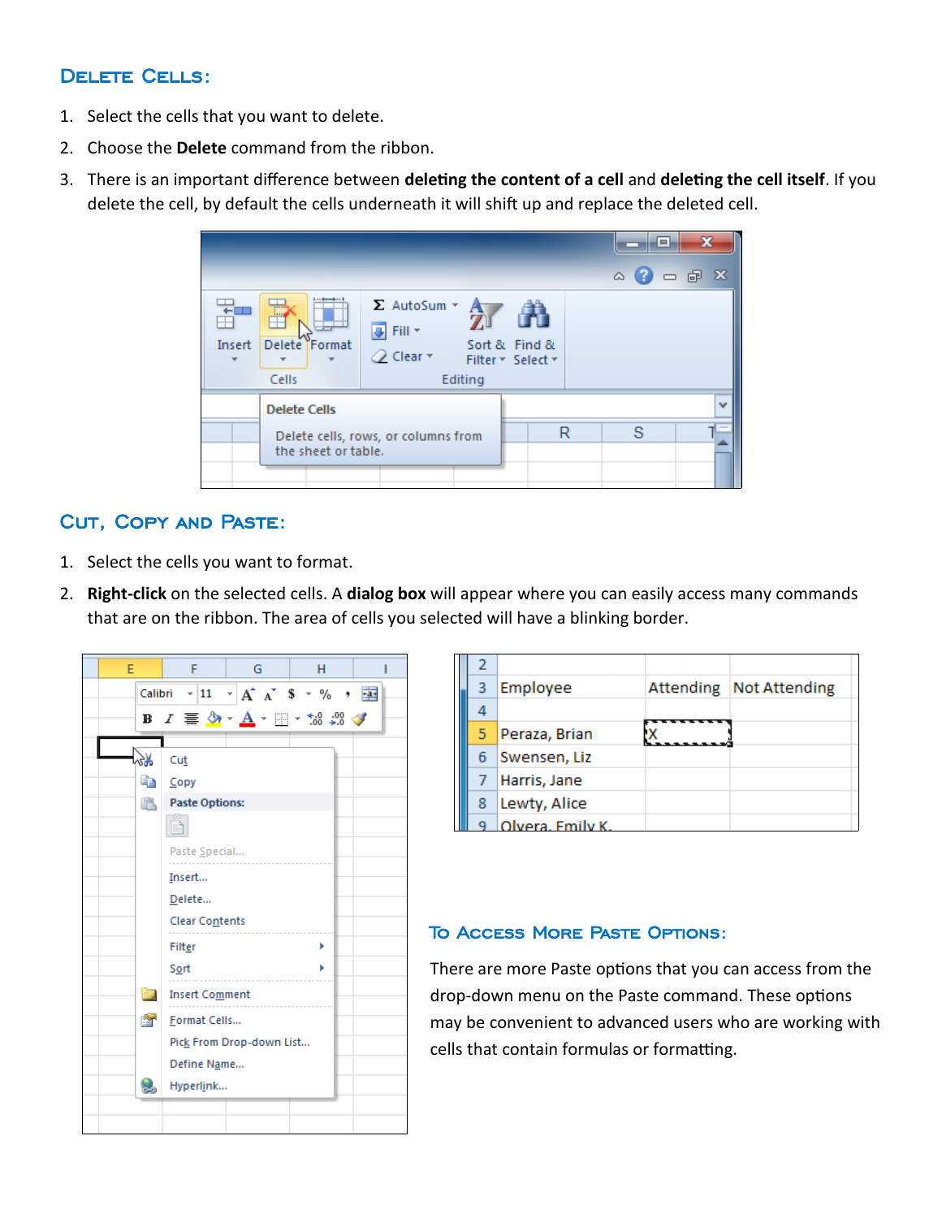## Delete Cells:

1. Select the cells that you want to delete.
2. Choose the **Delete** command from the ribbon.
3. There is an important difference between **deleting the content of a cell** and **deleting the cell itself**. If you delete the cell, by default the cells underneath it will shift up and replace the deleted cell.

## Cut, Copy and Paste:

1. Select the cells you want to format.
2. **Right-click** on the selected cells. A **dialog box** will appear where you can easily access many commands that are on the ribbon. The area of cells you selected will have a blinking border.

## To Access More Paste Options:

There are more Paste options that you can access from the drop-down menu on the Paste command. These options may be convenient to advanced users who are working with cells that contain formulas or formatting.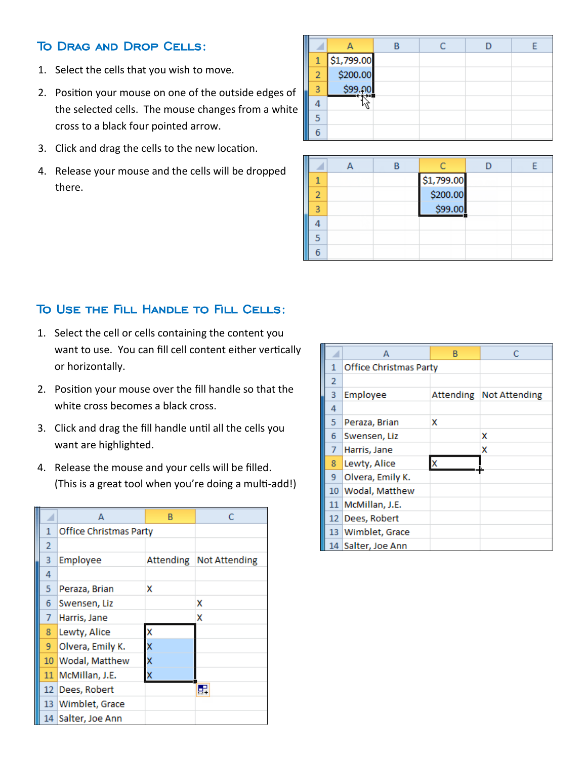## To Drag and Drop Cells:

1. Select the cells that you wish to move.
2. Position your mouse on one of the outside edges of the selected cells. The mouse changes from a white cross to a black four pointed arrow.
3. Click and drag the cells to the new location.
4. Release your mouse and the cells will be dropped there.

## To Use the Fill Handle to Fill Cells:

1. Select the cell or cells containing the content you want to use. You can fill cell content either vertically or horizontally.
2. Position your mouse over the fill handle so that the white cross becomes a black cross.
3. Click and drag the fill handle until all the cells you want are highlighted.
4. Release the mouse and your cells will be filled. (This is a great tool when you're doing a multi-add!)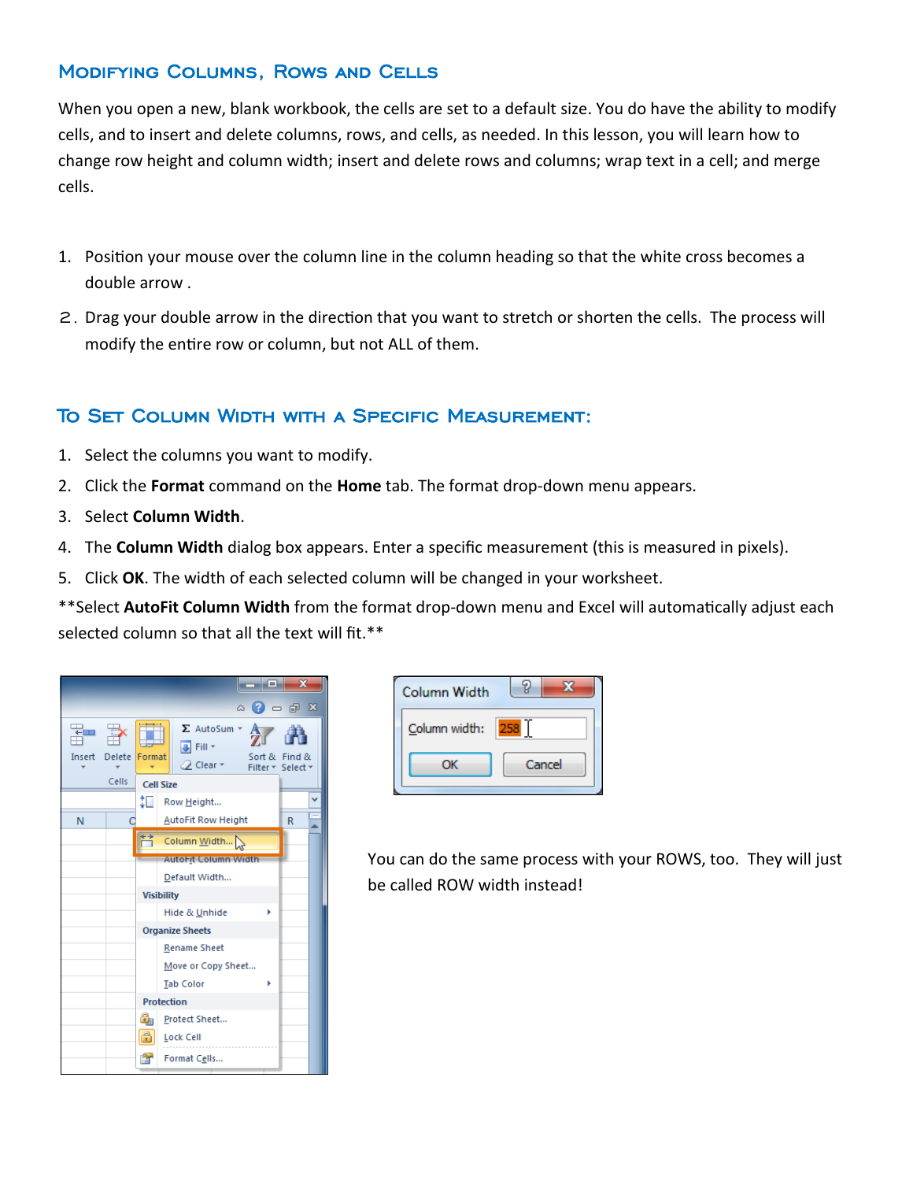## Modifying Columns, Rows and Cells

When you open a new, blank workbook, the cells are set to a default size. You do have the ability to modify cells, and to insert and delete columns, rows, and cells, as needed. In this lesson, you will learn how to change row height and column width; insert and delete rows and columns; wrap text in a cell; and merge cells.

1. Position your mouse over the column line in the column heading so that the white cross becomes a double arrow .
2. Drag your double arrow in the direction that you want to stretch or shorten the cells. The process will modify the entire row or column, but not ALL of them.

## To Set Column Width with a Specific Measurement:

1. Select the columns you want to modify.
2. Click the **Format** command on the **Home** tab. The format drop-down menu appears.
3. Select **Column Width**.
4. The **Column Width** dialog box appears. Enter a specific measurement (this is measured in pixels).
5. Click **OK**. The width of each selected column will be changed in your worksheet.

**Select **AutoFit Column Width** from the format drop-down menu and Excel will automatically adjust each selected column so that all the text will fit.**

You can do the same process with your ROWS, too. They will just be called ROW width instead!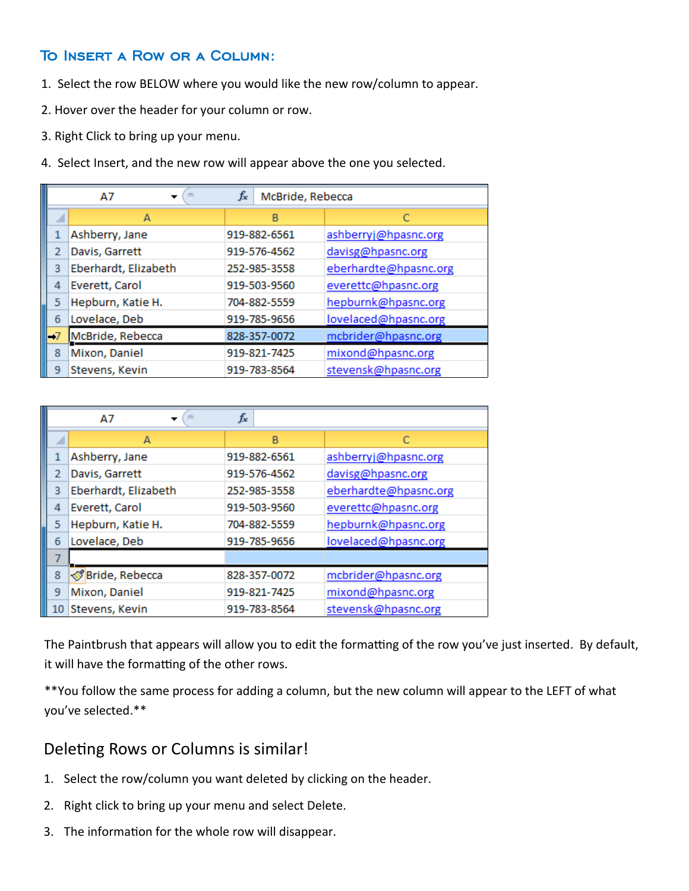## To Insert a Row or a Column:

1. Select the row BELOW where you would like the new row/column to appear.
2. Hover over the header for your column or row.
3. Right Click to bring up your menu.
4. Select Insert, and the new row will appear above the one you selected.

A7 | McBride, Rebecca

| | A | B | C |
|---|---|---|---|
| 1 | Ashberry, Jane | 919-882-6561 | ashberryj@hpasnc.org |
| 2 | Davis, Garrett | 919-576-4562 | davisg@hpasnc.org |
| 3 | Eberhardt, Elizabeth | 252-985-3558 | eberhardte@hpasnc.org |
| 4 | Everett, Carol | 919-503-9560 | everettc@hpasnc.org |
| 5 | Hepburn, Katie H. | 704-882-5559 | hepburnk@hpasnc.org |
| 6 | Lovelace, Deb | 919-785-9656 | lovelaced@hpasnc.org |
| 7 | McBride, Rebecca | 828-357-0072 | mcbrider@hpasnc.org |
| 8 | Mixon, Daniel | 919-821-7425 | mixond@hpasnc.org |
| 9 | Stevens, Kevin | 919-783-8564 | stevensk@hpasnc.org |

A7

| | A | B | C |
|---|---|---|---|
| 1 | Ashberry, Jane | 919-882-6561 | ashberryj@hpasnc.org |
| 2 | Davis, Garrett | 919-576-4562 | davisg@hpasnc.org |
| 3 | Eberhardt, Elizabeth | 252-985-3558 | eberhardte@hpasnc.org |
| 4 | Everett, Carol | 919-503-9560 | everettc@hpasnc.org |
| 5 | Hepburn, Katie H. | 704-882-5559 | hepburnk@hpasnc.org |
| 6 | Lovelace, Deb | 919-785-9656 | lovelaced@hpasnc.org |
| 7 | | | |
| 8 | Bride, Rebecca | 828-357-0072 | mcbrider@hpasnc.org |
| 9 | Mixon, Daniel | 919-821-7425 | mixond@hpasnc.org |
| 10 | Stevens, Kevin | 919-783-8564 | stevensk@hpasnc.org |

The Paintbrush that appears will allow you to edit the formatting of the row you've just inserted. By default, it will have the formatting of the other rows.

**You follow the same process for adding a column, but the new column will appear to the LEFT of what you've selected.**

## Deleting Rows or Columns is similar!

1. Select the row/column you want deleted by clicking on the header.
2. Right click to bring up your menu and select Delete.
3. The information for the whole row will disappear.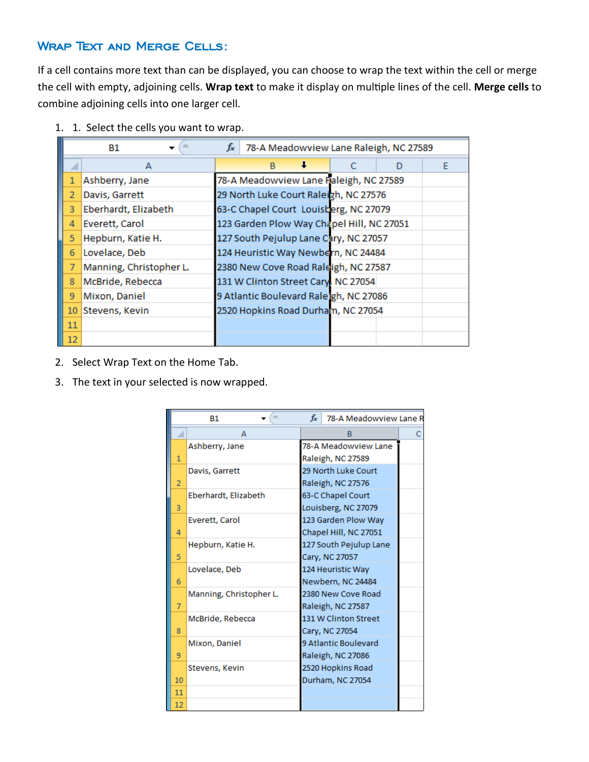## Wrap Text and Merge Cells:

If a cell contains more text than can be displayed, you can choose to wrap the text within the cell or merge the cell with empty, adjoining cells. **Wrap text** to make it display on multiple lines of the cell. **Merge cells** to combine adjoining cells into one larger cell.

1. 1. Select the cells you want to wrap.

B1 | $f_x$ 78-A Meadowview Lane Raleigh, NC 27589

| | A | B | C | D | E |
|---|---|---|---|---|---|
| 1 | Ashberry, Jane | 78-A Meadowview Lane Raleigh, NC 27589 | | | |
| 2 | Davis, Garrett | 29 North Luke Court Raleigh, NC 27576 | | | |
| 3 | Eberhardt, Elizabeth | 63-C Chapel Court Louisberg, NC 27079 | | | |
| 4 | Everett, Carol | 123 Garden Plow Way Chapel Hill, NC 27051 | | | |
| 5 | Hepburn, Katie H. | 127 South Pejulup Lane Cary, NC 27057 | | | |
| 6 | Lovelace, Deb | 124 Heuristic Way Newbern, NC 24484 | | | |
| 7 | Manning, Christopher L. | 2380 New Cove Road Raleigh, NC 27587 | | | |
| 8 | McBride, Rebecca | 131 W Clinton Street Cary, NC 27054 | | | |
| 9 | Mixon, Daniel | 9 Atlantic Boulevard Raleigh, NC 27086 | | | |
| 10 | Stevens, Kevin | 2520 Hopkins Road Durham, NC 27054 | | | |
| 11 | | | | | |
| 12 | | | | | |

2. Select Wrap Text on the Home Tab.
3. The text in your selected is now wrapped.

B1 | $f_x$ 78-A Meadowview Lane R

| | A | B | C |
|---|---|---|---|
| 1 | Ashberry, Jane | 78-A Meadowview Lane<br>Raleigh, NC 27589 | |
| 2 | Davis, Garrett | 29 North Luke Court<br>Raleigh, NC 27576 | |
| 3 | Eberhardt, Elizabeth | 63-C Chapel Court<br>Louisberg, NC 27079 | |
| 4 | Everett, Carol | 123 Garden Plow Way<br>Chapel Hill, NC 27051 | |
| 5 | Hepburn, Katie H. | 127 South Pejulup Lane<br>Cary, NC 27057 | |
| 6 | Lovelace, Deb | 124 Heuristic Way<br>Newbern, NC 24484 | |
| 7 | Manning, Christopher L. | 2380 New Cove Road<br>Raleigh, NC 27587 | |
| 8 | McBride, Rebecca | 131 W Clinton Street<br>Cary, NC 27054 | |
| 9 | Mixon, Daniel | 9 Atlantic Boulevard<br>Raleigh, NC 27086 | |
| 10 | Stevens, Kevin | 2520 Hopkins Road<br>Durham, NC 27054 | |
| 11 | | | |
| 12 | | | |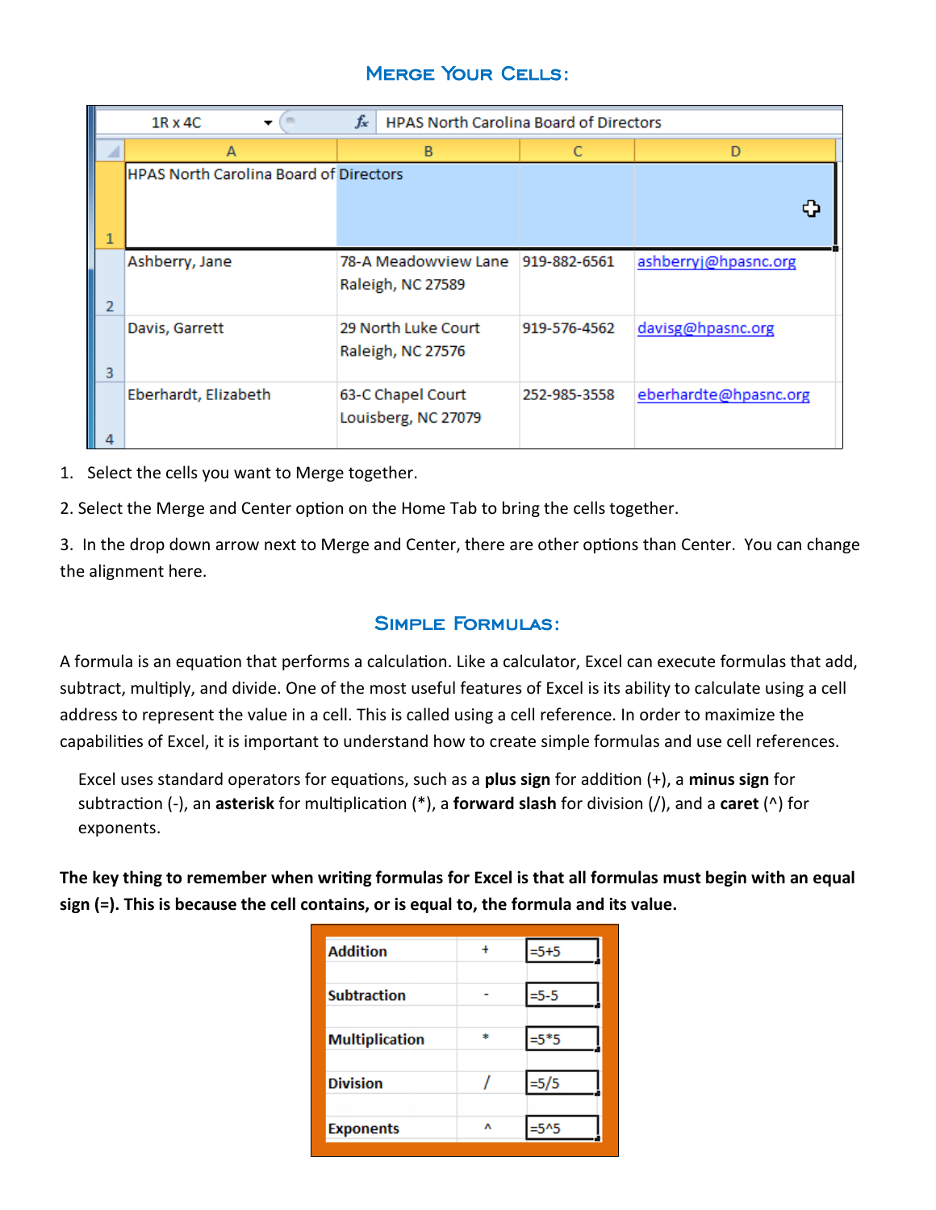## Merge Your Cells:

| | A | B | C | D |
|---|---|---|---|---|
| 1 | HPAS North Carolina Board of Directors | | | |
| 2 | Ashberry, Jane | 78-A Meadowview Lane Raleigh, NC 27589 | 919-882-6561 | ashberryj@hpasnc.org |
| 3 | Davis, Garrett | 29 North Luke Court Raleigh, NC 27576 | 919-576-4562 | davisg@hpasnc.org |
| 4 | Eberhardt, Elizabeth | 63-C Chapel Court Louisberg, NC 27079 | 252-985-3558 | eberhardte@hpasnc.org |

1. Select the cells you want to Merge together.

2. Select the Merge and Center option on the Home Tab to bring the cells together.

3. In the drop down arrow next to Merge and Center, there are other options than Center. You can change the alignment here.

## Simple Formulas:

A formula is an equation that performs a calculation. Like a calculator, Excel can execute formulas that add, subtract, multiply, and divide. One of the most useful features of Excel is its ability to calculate using a cell address to represent the value in a cell. This is called using a cell reference. In order to maximize the capabilities of Excel, it is important to understand how to create simple formulas and use cell references.

Excel uses standard operators for equations, such as a **plus sign** for addition (+), a **minus sign** for subtraction (-), an **asterisk** for multiplication (*), a **forward slash** for division (/), and a **caret** (^) for exponents.

**The key thing to remember when writing formulas for Excel is that all formulas must begin with an equal sign (=). This is because the cell contains, or is equal to, the formula and its value.**

| | | |
|---|---|---|
| **Addition** | + | =5+5 |
| **Subtraction** | - | =5-5 |
| **Multiplication** | * | =5*5 |
| **Division** | / | =5/5 |
| **Exponents** | ^ | =5^5 |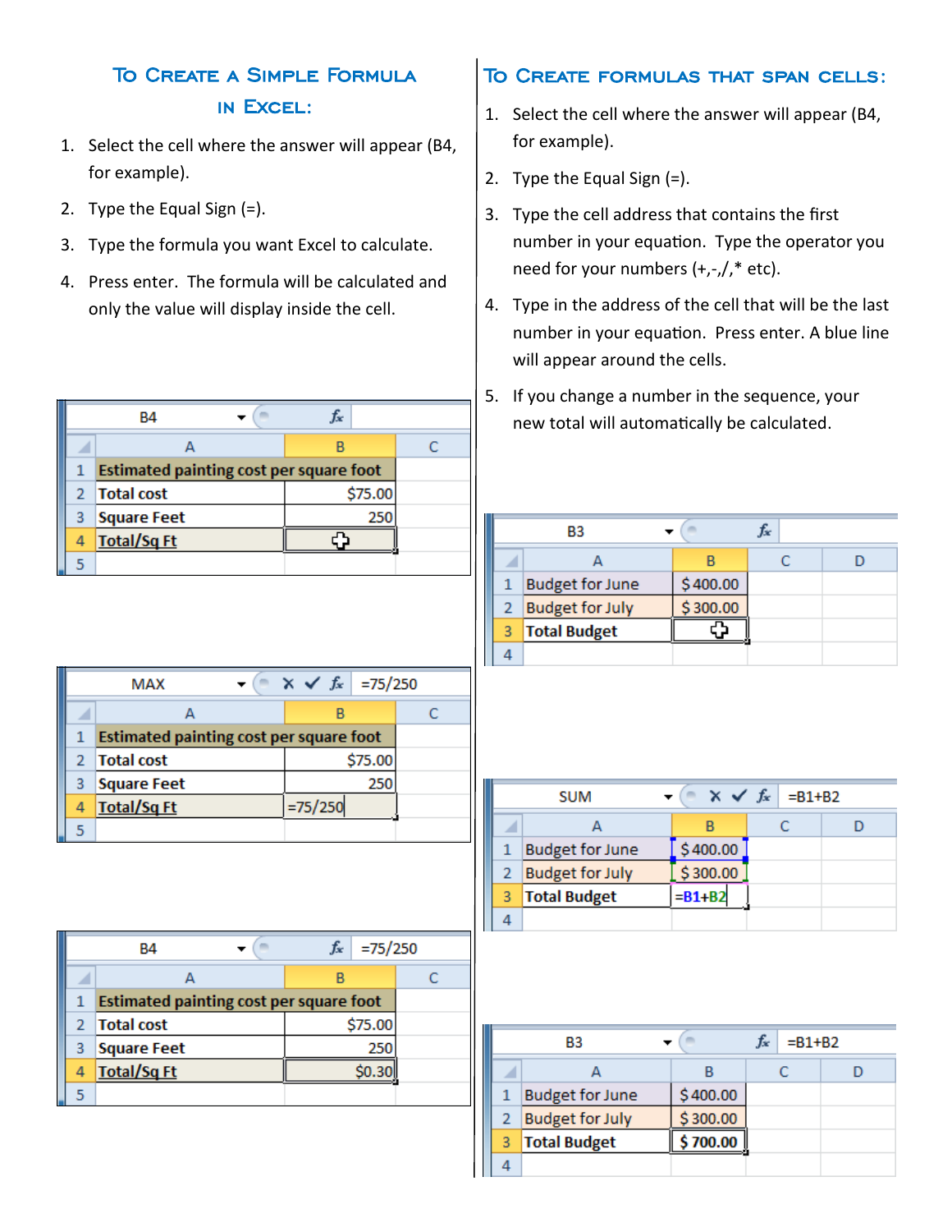## To Create a Simple Formula in Excel:

1. Select the cell where the answer will appear (B4, for example).
2. Type the Equal Sign (=).
3. Type the formula you want Excel to calculate.
4. Press enter. The formula will be calculated and only the value will display inside the cell.

B4

| | A | B | C |
|---|---|---|---|
| 1 | Estimated painting cost per square foot | | |
| 2 | Total cost | $75.00 | |
| 3 | Square Feet | 250 | |
| 4 | Total/Sq Ft | | |
| 5 | | | |

MAX =75/250

| | A | B | C |
|---|---|---|---|
| 1 | Estimated painting cost per square foot | | |
| 2 | Total cost | $75.00 | |
| 3 | Square Feet | 250 | |
| 4 | Total/Sq Ft | =75/250 | |
| 5 | | | |

B4 =75/250

| | A | B | C |
|---|---|---|---|
| 1 | Estimated painting cost per square foot | | |
| 2 | Total cost | $75.00 | |
| 3 | Square Feet | 250 | |
| 4 | Total/Sq Ft | $0.30 | |
| 5 | | | |

## To Create formulas that span cells:

1. Select the cell where the answer will appear (B4, for example).
2. Type the Equal Sign (=).
3. Type the cell address that contains the first number in your equation. Type the operator you need for your numbers (+,-,/,* etc).
4. Type in the address of the cell that will be the last number in your equation. Press enter. A blue line will appear around the cells.
5. If you change a number in the sequence, your new total will automatically be calculated.

B3

| | A | B | C | D |
|---|---|---|---|---|
| 1 | Budget for June | $ 400.00 | | |
| 2 | Budget for July | $ 300.00 | | |
| 3 | Total Budget | | | |
| 4 | | | | |

SUM =B1+B2

| | A | B | C | D |
|---|---|---|---|---|
| 1 | Budget for June | $ 400.00 | | |
| 2 | Budget for July | $ 300.00 | | |
| 3 | Total Budget | =B1+B2 | | |
| 4 | | | | |

B3 =B1+B2

| | A | B | C | D |
|---|---|---|---|---|
| 1 | Budget for June | $ 400.00 | | |
| 2 | Budget for July | $ 300.00 | | |
| 3 | Total Budget | $ 700.00 | | |
| 4 | | | | |